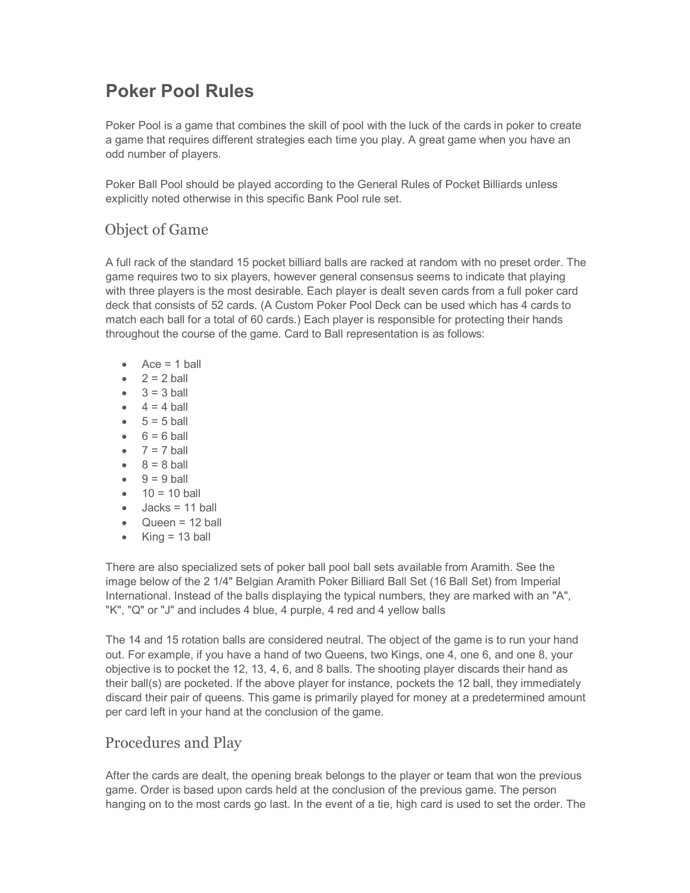# Poker Pool Rules

Poker Pool is a game that combines the skill of pool with the luck of the cards in poker to create a game that requires different strategies each time you play. A great game when you have an odd number of players.

Poker Ball Pool should be played according to the General Rules of Pocket Billiards unless explicitly noted otherwise in this specific Bank Pool rule set.

## Object of Game

A full rack of the standard 15 pocket billiard balls are racked at random with no preset order. The game requires two to six players, however general consensus seems to indicate that playing with three players is the most desirable. Each player is dealt seven cards from a full poker card deck that consists of 52 cards. (A Custom Poker Pool Deck can be used which has 4 cards to match each ball for a total of 60 cards.) Each player is responsible for protecting their hands throughout the course of the game. Card to Ball representation is as follows:

- Ace = 1 ball
- 2 = 2 ball
- 3 = 3 ball
- 4 = 4 ball
- 5 = 5 ball
- 6 = 6 ball
- 7 = 7 ball
- 8 = 8 ball
- 9 = 9 ball
- 10 = 10 ball
- Jacks = 11 ball
- Queen = 12 ball
- King = 13 ball

There are also specialized sets of poker ball pool ball sets available from Aramith. See the image below of the 2 1/4" Belgian Aramith Poker Billiard Ball Set (16 Ball Set) from Imperial International. Instead of the balls displaying the typical numbers, they are marked with an "A", "K", "Q" or "J" and includes 4 blue, 4 purple, 4 red and 4 yellow balls

The 14 and 15 rotation balls are considered neutral. The object of the game is to run your hand out. For example, if you have a hand of two Queens, two Kings, one 4, one 6, and one 8, your objective is to pocket the 12, 13, 4, 6, and 8 balls. The shooting player discards their hand as their ball(s) are pocketed. If the above player for instance, pockets the 12 ball, they immediately discard their pair of queens. This game is primarily played for money at a predetermined amount per card left in your hand at the conclusion of the game.

## Procedures and Play

After the cards are dealt, the opening break belongs to the player or team that won the previous game. Order is based upon cards held at the conclusion of the previous game. The person hanging on to the most cards go last. In the event of a tie, high card is used to set the order. The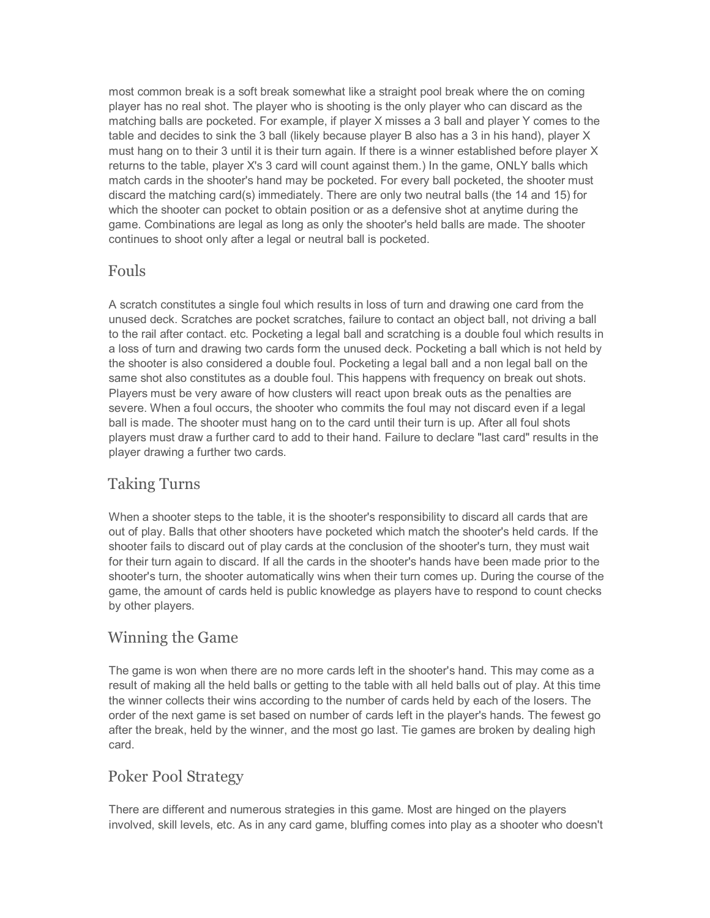most common break is a soft break somewhat like a straight pool break where the on coming player has no real shot. The player who is shooting is the only player who can discard as the matching balls are pocketed. For example, if player X misses a 3 ball and player Y comes to the table and decides to sink the 3 ball (likely because player B also has a 3 in his hand), player X must hang on to their 3 until it is their turn again. If there is a winner established before player X returns to the table, player X's 3 card will count against them.) In the game, ONLY balls which match cards in the shooter's hand may be pocketed. For every ball pocketed, the shooter must discard the matching card(s) immediately. There are only two neutral balls (the 14 and 15) for which the shooter can pocket to obtain position or as a defensive shot at anytime during the game. Combinations are legal as long as only the shooter's held balls are made. The shooter continues to shoot only after a legal or neutral ball is pocketed.

## Fouls

A scratch constitutes a single foul which results in loss of turn and drawing one card from the unused deck. Scratches are pocket scratches, failure to contact an object ball, not driving a ball to the rail after contact. etc. Pocketing a legal ball and scratching is a double foul which results in a loss of turn and drawing two cards form the unused deck. Pocketing a ball which is not held by the shooter is also considered a double foul. Pocketing a legal ball and a non legal ball on the same shot also constitutes as a double foul. This happens with frequency on break out shots. Players must be very aware of how clusters will react upon break outs as the penalties are severe. When a foul occurs, the shooter who commits the foul may not discard even if a legal ball is made. The shooter must hang on to the card until their turn is up. After all foul shots players must draw a further card to add to their hand. Failure to declare "last card" results in the player drawing a further two cards.

## Taking Turns

When a shooter steps to the table, it is the shooter's responsibility to discard all cards that are out of play. Balls that other shooters have pocketed which match the shooter's held cards. If the shooter fails to discard out of play cards at the conclusion of the shooter's turn, they must wait for their turn again to discard. If all the cards in the shooter's hands have been made prior to the shooter's turn, the shooter automatically wins when their turn comes up. During the course of the game, the amount of cards held is public knowledge as players have to respond to count checks by other players.

## Winning the Game

The game is won when there are no more cards left in the shooter's hand. This may come as a result of making all the held balls or getting to the table with all held balls out of play. At this time the winner collects their wins according to the number of cards held by each of the losers. The order of the next game is set based on number of cards left in the player's hands. The fewest go after the break, held by the winner, and the most go last. Tie games are broken by dealing high card.

## Poker Pool Strategy

There are different and numerous strategies in this game. Most are hinged on the players involved, skill levels, etc. As in any card game, bluffing comes into play as a shooter who doesn't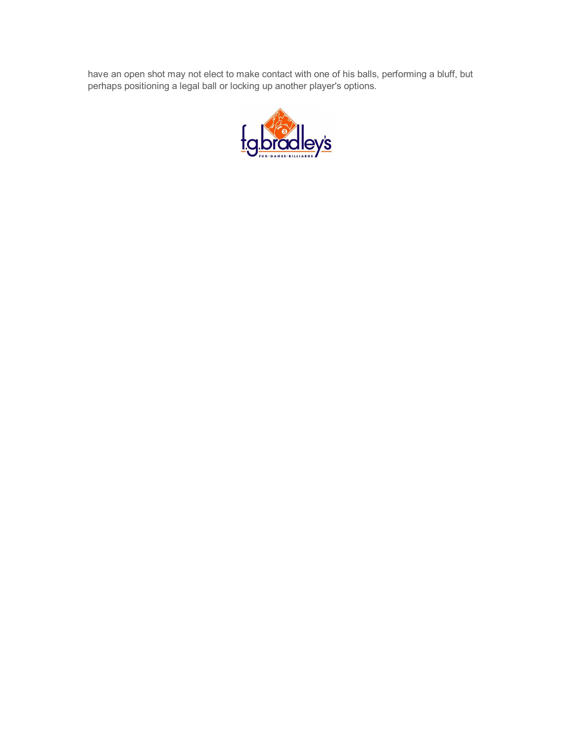have an open shot may not elect to make contact with one of his balls, performing a bluff, but perhaps positioning a legal ball or locking up another player's options.